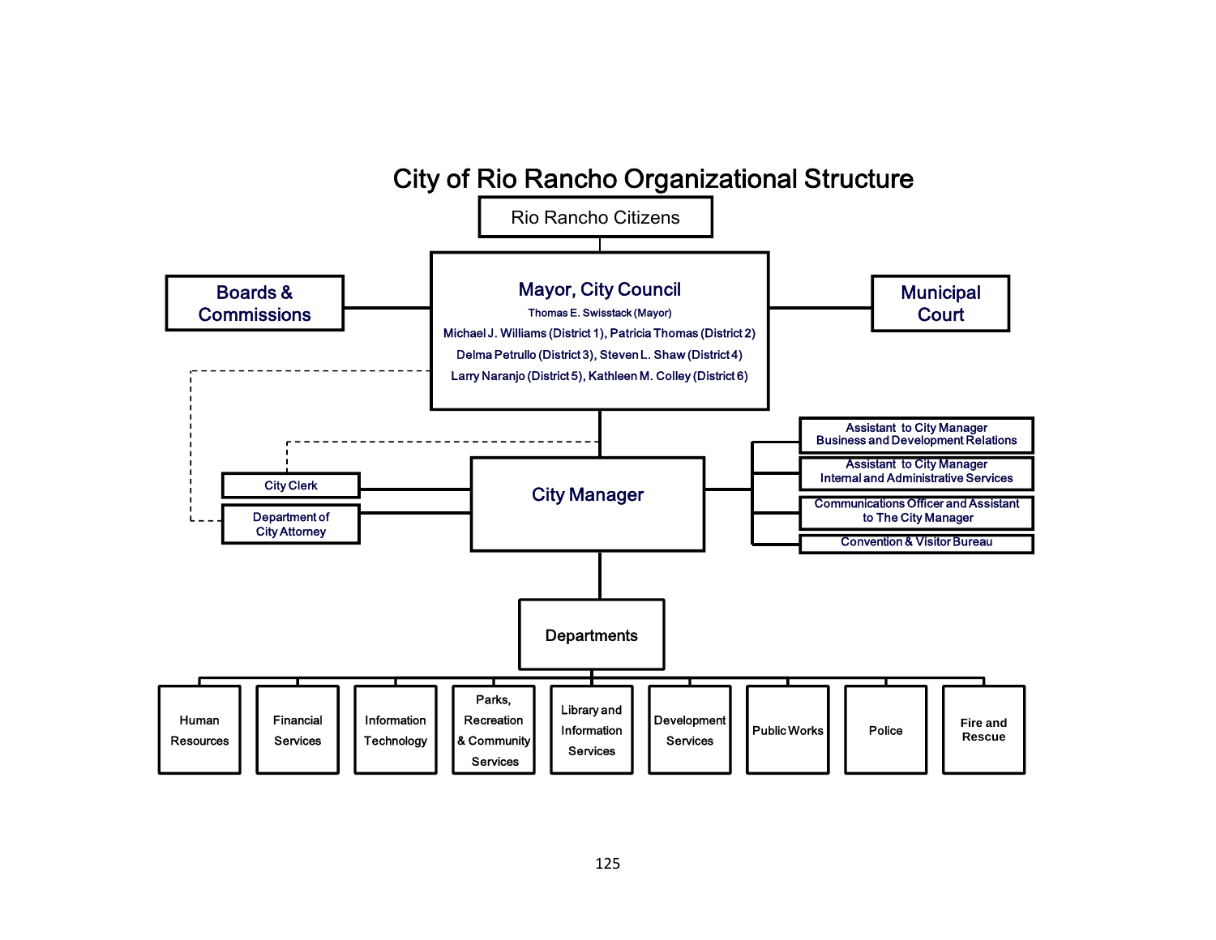# City of Rio Rancho Organizational Structure

Rio Rancho Citizens

**Mayor, City Council**

Thomas E. Swisstack (Mayor)

Michael J. Williams (District 1), Patricia Thomas (District 2)

Delma Petrullo (District 3), Steven L. Shaw (District 4)

Larry Naranjo (District 5), Kathleen M. Colley (District 6)

Boards & Commissions

Municipal Court

**City Manager**

- City Clerk
- Department of City Attorney
- Assistant to City Manager Business and Development Relations
- Assistant to City Manager Internal and Administrative Services
- Communications Officer and Assistant to The City Manager
- Convention & Visitor Bureau

**Departments**

- Human Resources
- Financial Services
- Information Technology
- Parks, Recreation & Community Services
- Library and Information Services
- Development Services
- Public Works
- Police
- Fire and Rescue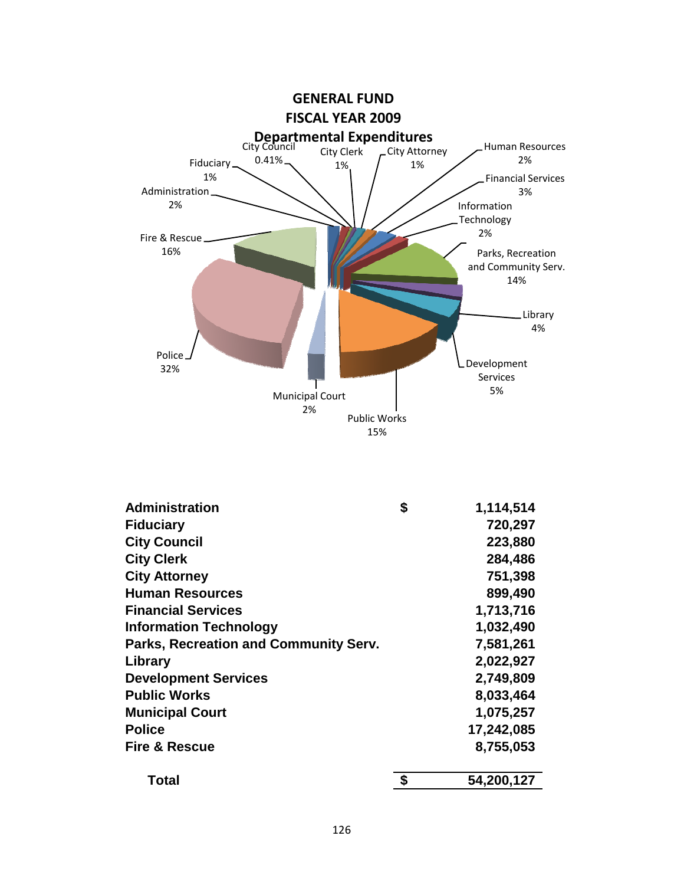# GENERAL FUND
## FISCAL YEAR 2009
### Departmental Expenditures

City Council 0.41%
City Clerk 1%
City Attorney 1%
Human Resources 2%
Fiduciary 1%
Financial Services 3%
Administration 2%
Information Technology 2%
Fire & Rescue 16%
Parks, Recreation and Community Serv. 14%
Library 4%
Police 32%
Development Services 5%
Municipal Court 2%
Public Works 15%

| Department | | Amount |
|---|---|---|
| **Administration** | **$** | **1,114,514** |
| **Fiduciary** | | **720,297** |
| **City Council** | | **223,880** |
| **City Clerk** | | **284,486** |
| **City Attorney** | | **751,398** |
| **Human Resources** | | **899,490** |
| **Financial Services** | | **1,713,716** |
| **Information Technology** | | **1,032,490** |
| **Parks, Recreation and Community Serv.** | | **7,581,261** |
| **Library** | | **2,022,927** |
| **Development Services** | | **2,749,809** |
| **Public Works** | | **8,033,464** |
| **Municipal Court** | | **1,075,257** |
| **Police** | | **17,242,085** |
| **Fire & Rescue** | | **8,755,053** |
| **Total** | **$** | **54,200,127** |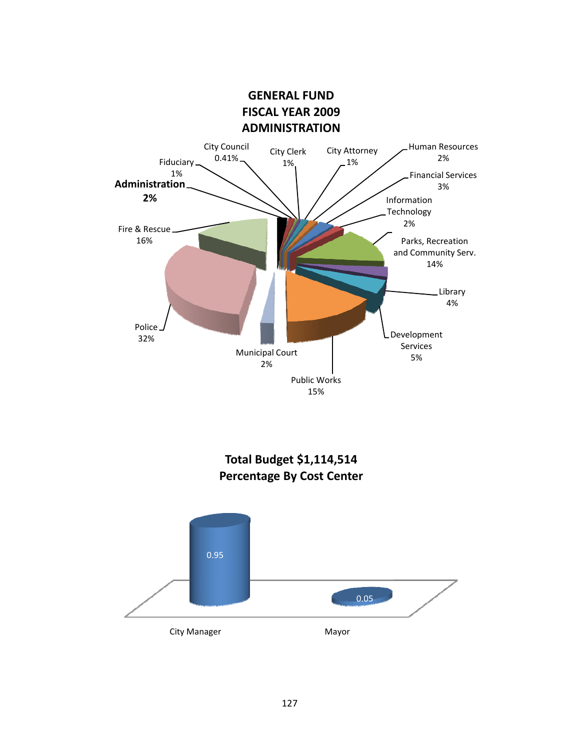# GENERAL FUND
# FISCAL YEAR 2009
# ADMINISTRATION

| Department | Percentage |
|---|---|
| City Council | 0.41% |
| City Clerk | 1% |
| City Attorney | 1% |
| Human Resources | 2% |
| Financial Services | 3% |
| Information Technology | 2% |
| Parks, Recreation and Community Serv. | 14% |
| Library | 4% |
| Development Services | 5% |
| Public Works | 15% |
| Municipal Court | 2% |
| Police | 32% |
| Fire & Rescue | 16% |
| **Administration** | **2%** |
| Fiduciary | 1% |

## Total Budget $1,114,514
## Percentage By Cost Center

| Cost Center | Percentage |
|---|---|
| City Manager | 0.95 |
| Mayor | 0.05 |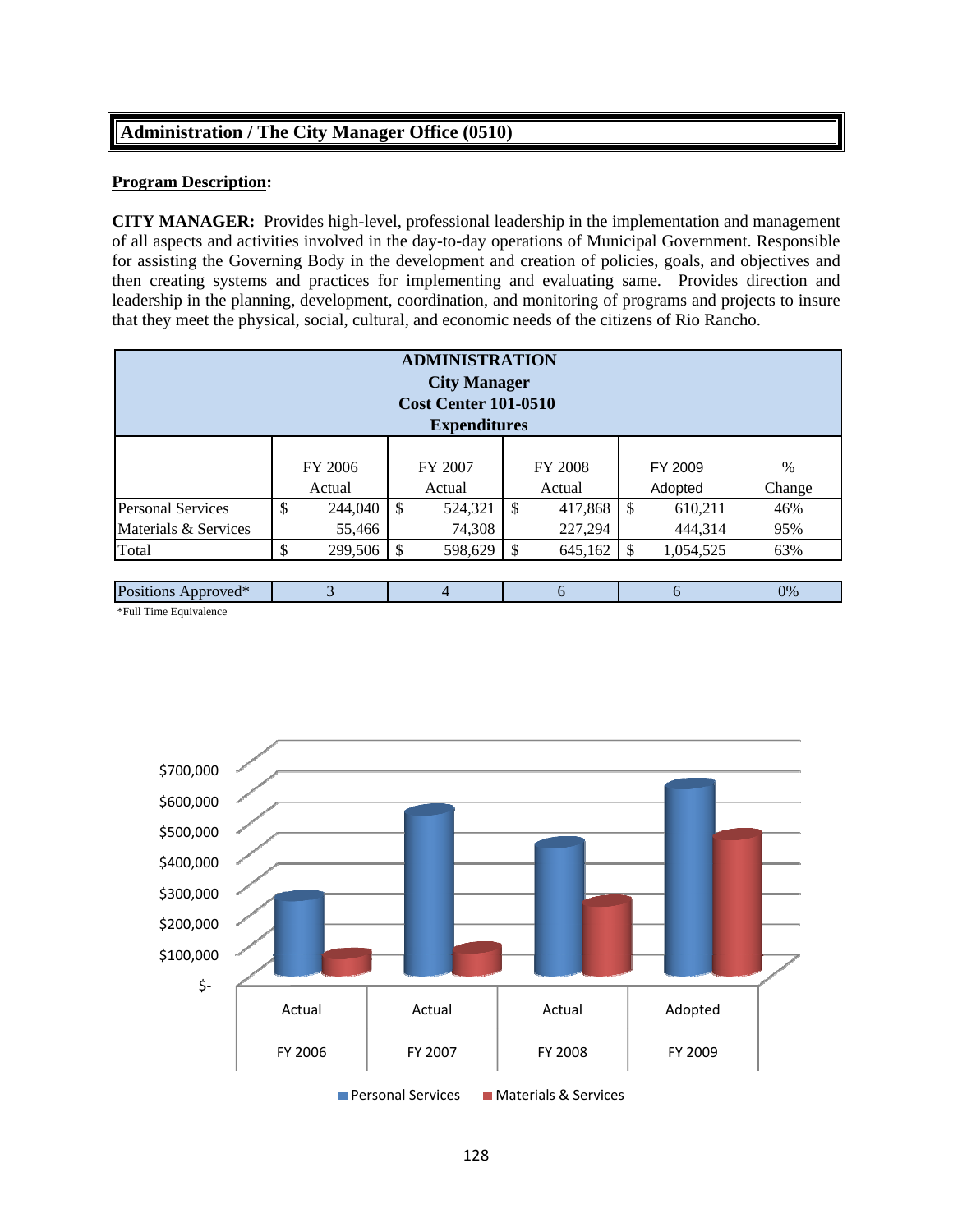# Administration / The City Manager Office (0510)

**Program Description:**

**CITY MANAGER:** Provides high-level, professional leadership in the implementation and management of all aspects and activities involved in the day-to-day operations of Municipal Government. Responsible for assisting the Governing Body in the development and creation of policies, goals, and objectives and then creating systems and practices for implementing and evaluating same. Provides direction and leadership in the planning, development, coordination, and monitoring of programs and projects to insure that they meet the physical, social, cultural, and economic needs of the citizens of Rio Rancho.

**ADMINISTRATION**
**City Manager**
**Cost Center 101-0510**
**Expenditures**

| | FY 2006 Actual | FY 2007 Actual | FY 2008 Actual | FY 2009 Adopted | % Change |
|---|---|---|---|---|---|
| Personal Services | $ 244,040 | $ 524,321 | $ 417,868 | $ 610,211 | 46% |
| Materials & Services | 55,466 | 74,308 | 227,294 | 444,314 | 95% |
| Total | $ 299,506 | $ 598,629 | $ 645,162 | $ 1,054,525 | 63% |
| | | | | | |
| Positions Approved* | 3 | 4 | 6 | 6 | 0% |

*Full Time Equivalence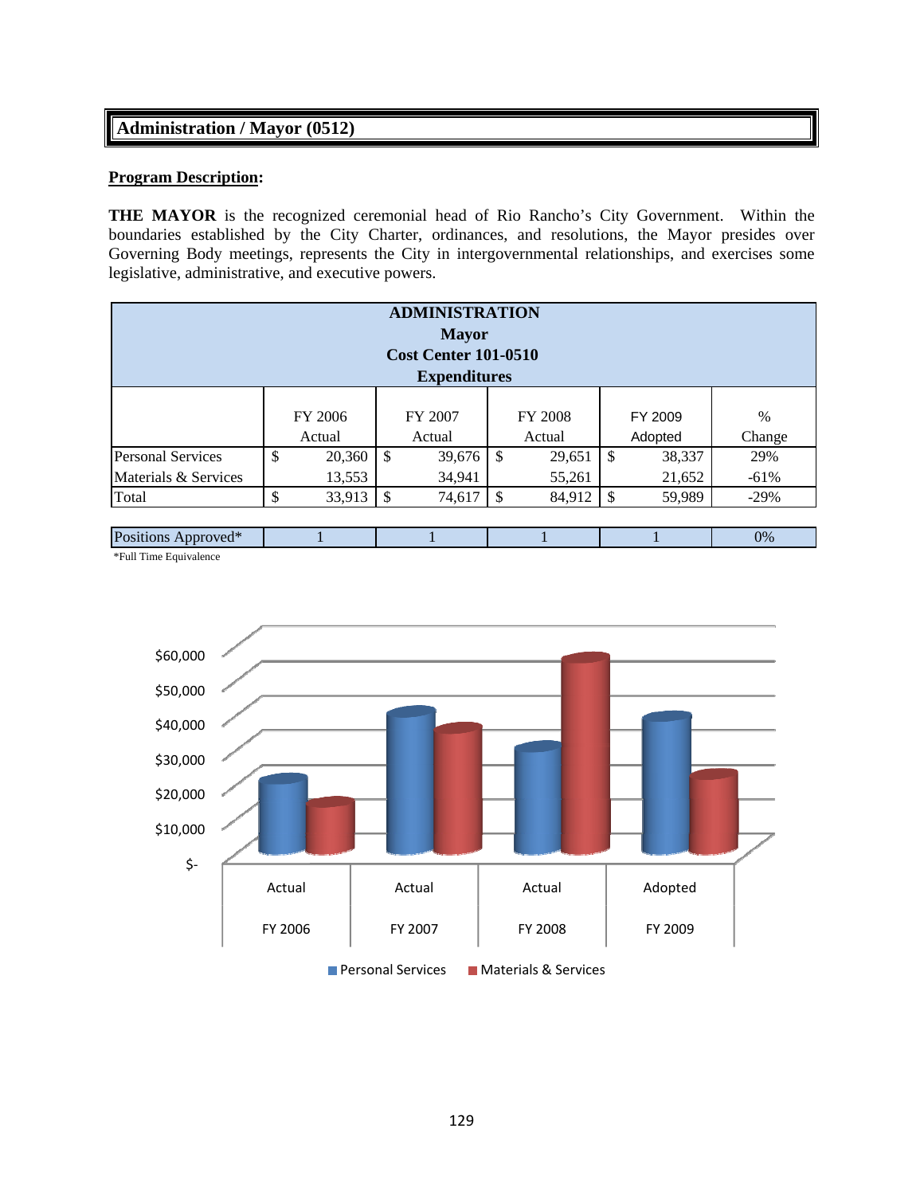## Administration / Mayor (0512)

**Program Description:**

**THE MAYOR** is the recognized ceremonial head of Rio Rancho's City Government. Within the boundaries established by the City Charter, ordinances, and resolutions, the Mayor presides over Governing Body meetings, represents the City in intergovernmental relationships, and exercises some legislative, administrative, and executive powers.

**ADMINISTRATION**
**Mayor**
**Cost Center 101-0510**
**Expenditures**

| | FY 2006 Actual | FY 2007 Actual | FY 2008 Actual | FY 2009 Adopted | % Change |
|---|---|---|---|---|---|
| Personal Services | $ 20,360 | $ 39,676 | $ 29,651 | $ 38,337 | 29% |
| Materials & Services | 13,553 | 34,941 | 55,261 | 21,652 | -61% |
| Total | $ 33,913 | $ 74,617 | $ 84,912 | $ 59,989 | -29% |
| | | | | | |
| Positions Approved* | 1 | 1 | 1 | 1 | 0% |

*Full Time Equivalence

| | Actual FY 2006 | Actual FY 2007 | Actual FY 2008 | Adopted FY 2009 |
|---|---|---|---|---|
| Personal Services | 20,360 | 39,676 | 29,651 | 38,337 |
| Materials & Services | 13,553 | 34,941 | 55,261 | 21,652 |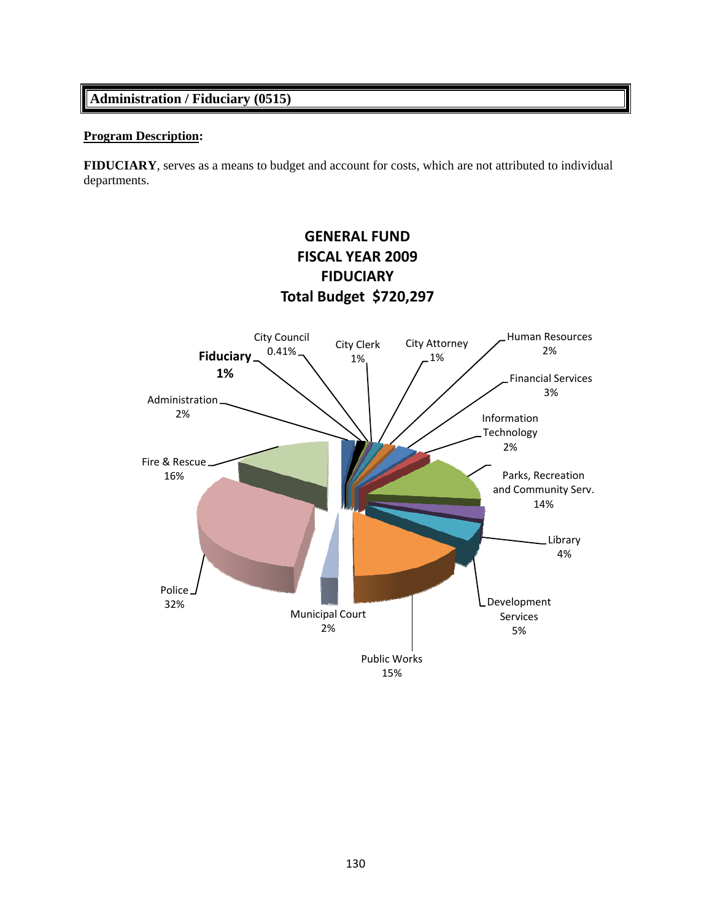# Administration / Fiduciary (0515)

**Program Description:**

**FIDUCIARY**, serves as a means to budget and account for costs, which are not attributed to individual departments.

**GENERAL FUND**
**FISCAL YEAR 2009**
**FIDUCIARY**
**Total Budget $720,297**

| Department | Percentage |
| --- | --- |
| City Council | 0.41% |
| City Clerk | 1% |
| City Attorney | 1% |
| Human Resources | 2% |
| Financial Services | 3% |
| Information Technology | 2% |
| Parks, Recreation and Community Serv. | 14% |
| Library | 4% |
| Development Services | 5% |
| Public Works | 15% |
| Municipal Court | 2% |
| Police | 32% |
| Fire & Rescue | 16% |
| Administration | 2% |
| **Fiduciary** | **1%** |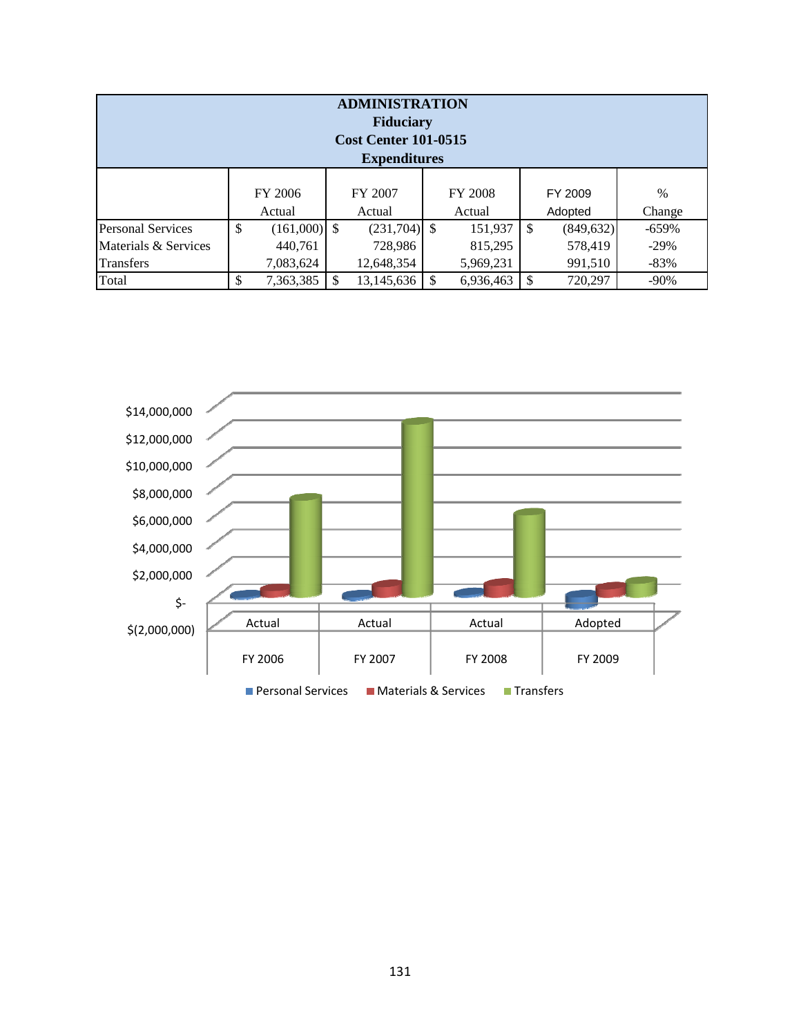# ADMINISTRATION
## Fiduciary
## Cost Center 101-0515
## Expenditures

| | FY 2006 Actual | FY 2007 Actual | FY 2008 Actual | FY 2009 Adopted | % Change |
|---|---|---|---|---|---|
| Personal Services | $ (161,000) | $ (231,704) | $ 151,937 | $ (849,632) | -659% |
| Materials & Services | 440,761 | 728,986 | 815,295 | 578,419 | -29% |
| Transfers | 7,083,624 | 12,648,354 | 5,969,231 | 991,510 | -83% |
| Total | $ 7,363,385 | $ 13,145,636 | $ 6,936,463 | $ 720,297 | -90% |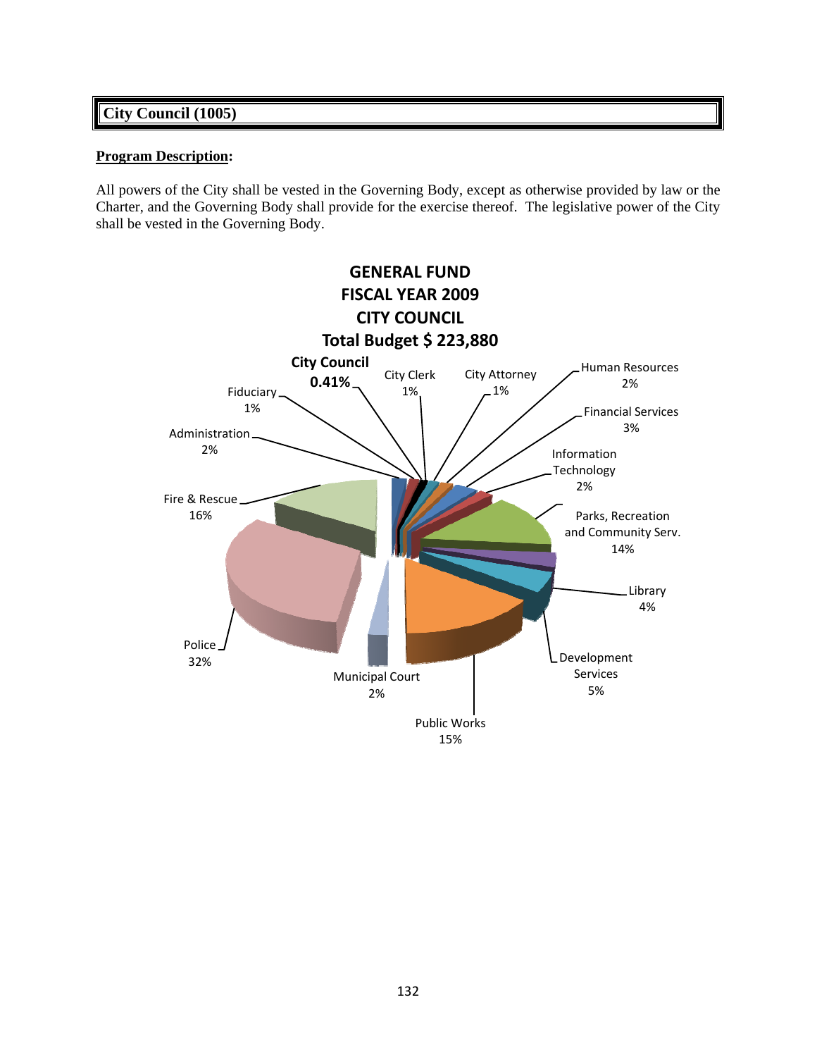# City Council (1005)

**Program Description:**

All powers of the City shall be vested in the Governing Body, except as otherwise provided by law or the Charter, and the Governing Body shall provide for the exercise thereof. The legislative power of the City shall be vested in the Governing Body.

**GENERAL FUND**
**FISCAL YEAR 2009**
**CITY COUNCIL**
**Total Budget $ 223,880**

| Department | Percentage |
|---|---|
| **City Council** | **0.41%** |
| City Clerk | 1% |
| City Attorney | 1% |
| Human Resources | 2% |
| Financial Services | 3% |
| Information Technology | 2% |
| Parks, Recreation and Community Serv. | 14% |
| Library | 4% |
| Development Services | 5% |
| Public Works | 15% |
| Municipal Court | 2% |
| Police | 32% |
| Fire & Rescue | 16% |
| Administration | 2% |
| Fiduciary | 1% |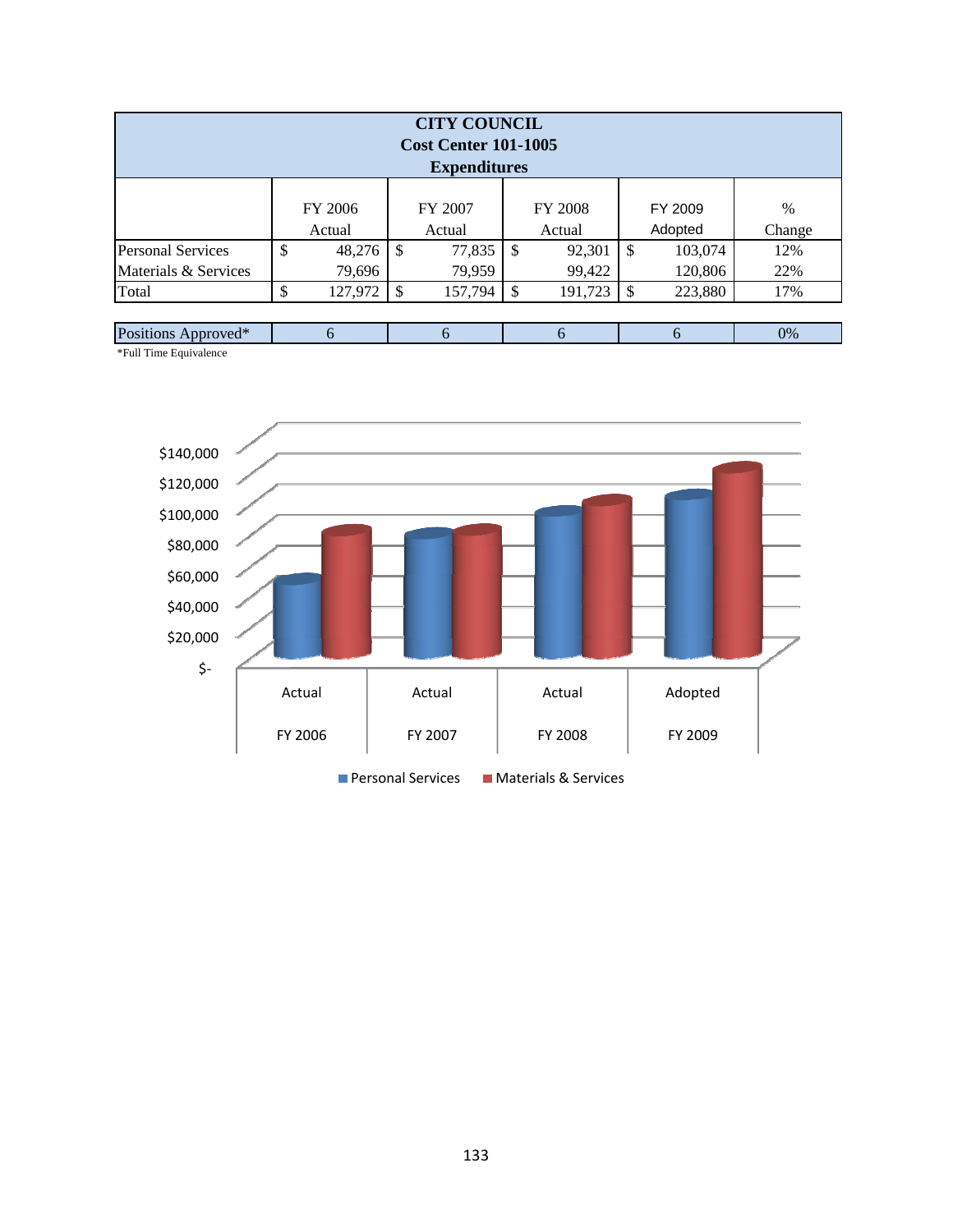**CITY COUNCIL**
**Cost Center 101-1005**
**Expenditures**

| | FY 2006 Actual | FY 2007 Actual | FY 2008 Actual | FY 2009 Adopted | % Change |
|---|---|---|---|---|---|
| Personal Services | $ 48,276 | $ 77,835 | $ 92,301 | $ 103,074 | 12% |
| Materials & Services | 79,696 | 79,959 | 99,422 | 120,806 | 22% |
| Total | $ 127,972 | $ 157,794 | $ 191,723 | $ 223,880 | 17% |
| | | | | | |
| Positions Approved* | 6 | 6 | 6 | 6 | 0% |

*Full Time Equivalence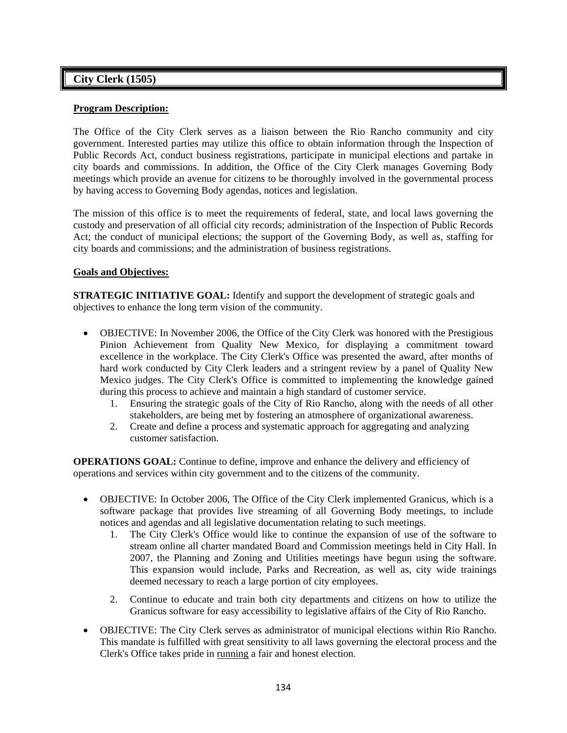## City Clerk (1505)

**Program Description:**

The Office of the City Clerk serves as a liaison between the Rio Rancho community and city government. Interested parties may utilize this office to obtain information through the Inspection of Public Records Act, conduct business registrations, participate in municipal elections and partake in city boards and commissions. In addition, the Office of the City Clerk manages Governing Body meetings which provide an avenue for citizens to be thoroughly involved in the governmental process by having access to Governing Body agendas, notices and legislation.

The mission of this office is to meet the requirements of federal, state, and local laws governing the custody and preservation of all official city records; administration of the Inspection of Public Records Act; the conduct of municipal elections; the support of the Governing Body, as well as, staffing for city boards and commissions; and the administration of business registrations.

**Goals and Objectives:**

**STRATEGIC INITIATIVE GOAL:** Identify and support the development of strategic goals and objectives to enhance the long term vision of the community.

- OBJECTIVE: In November 2006, the Office of the City Clerk was honored with the Prestigious Pinion Achievement from Quality New Mexico, for displaying a commitment toward excellence in the workplace. The City Clerk's Office was presented the award, after months of hard work conducted by City Clerk leaders and a stringent review by a panel of Quality New Mexico judges. The City Clerk's Office is committed to implementing the knowledge gained during this process to achieve and maintain a high standard of customer service.
    1. Ensuring the strategic goals of the City of Rio Rancho, along with the needs of all other stakeholders, are being met by fostering an atmosphere of organizational awareness.
    2. Create and define a process and systematic approach for aggregating and analyzing customer satisfaction.

**OPERATIONS GOAL:** Continue to define, improve and enhance the delivery and efficiency of operations and services within city government and to the citizens of the community.

- OBJECTIVE: In October 2006, The Office of the City Clerk implemented Granicus, which is a software package that provides live streaming of all Governing Body meetings, to include notices and agendas and all legislative documentation relating to such meetings.
    1. The City Clerk's Office would like to continue the expansion of use of the software to stream online all charter mandated Board and Commission meetings held in City Hall. In 2007, the Planning and Zoning and Utilities meetings have begun using the software. This expansion would include, Parks and Recreation, as well as, city wide trainings deemed necessary to reach a large portion of city employees.
    2. Continue to educate and train both city departments and citizens on how to utilize the Granicus software for easy accessibility to legislative affairs of the City of Rio Rancho.
- OBJECTIVE: The City Clerk serves as administrator of municipal elections within Rio Rancho. This mandate is fulfilled with great sensitivity to all laws governing the electoral process and the Clerk's Office takes pride in running a fair and honest election.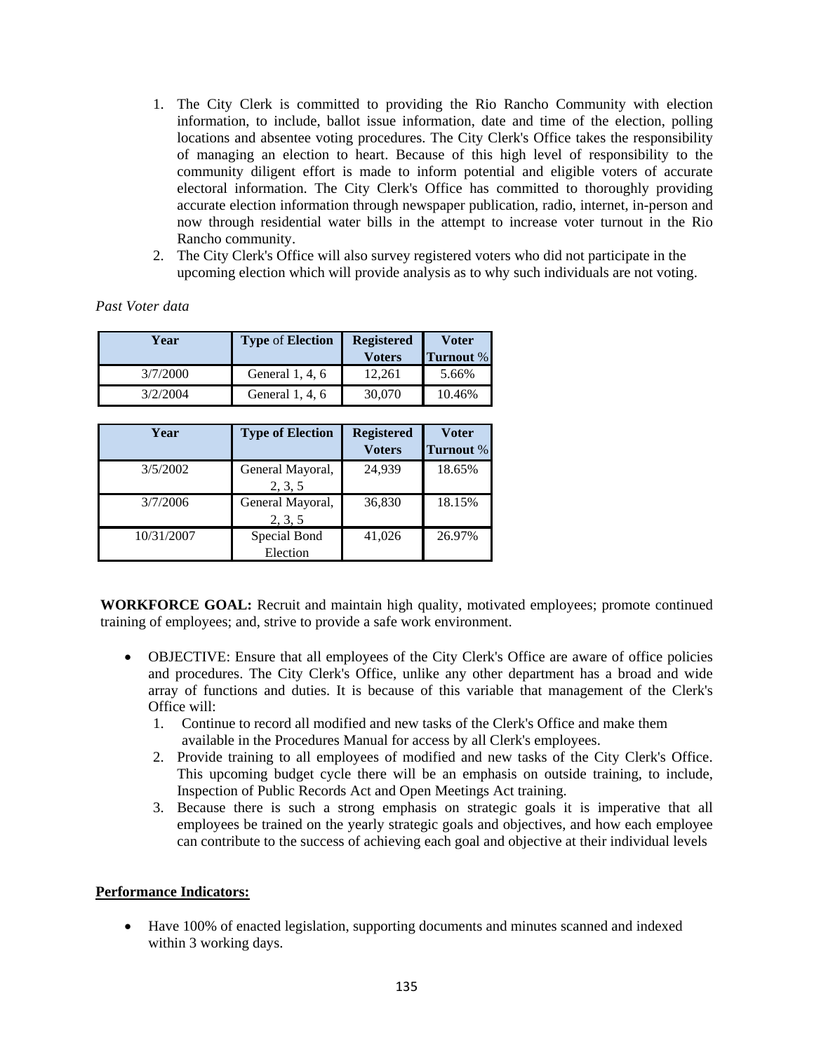1. The City Clerk is committed to providing the Rio Rancho Community with election information, to include, ballot issue information, date and time of the election, polling locations and absentee voting procedures. The City Clerk's Office takes the responsibility of managing an election to heart. Because of this high level of responsibility to the community diligent effort is made to inform potential and eligible voters of accurate electoral information. The City Clerk's Office has committed to thoroughly providing accurate election information through newspaper publication, radio, internet, in-person and now through residential water bills in the attempt to increase voter turnout in the Rio Rancho community.
2. The City Clerk's Office will also survey registered voters who did not participate in the upcoming election which will provide analysis as to why such individuals are not voting.

*Past Voter data*

| Year | Type of Election | Registered Voters | Voter Turnout % |
|---|---|---|---|
| 3/7/2000 | General 1, 4, 6 | 12,261 | 5.66% |
| 3/2/2004 | General 1, 4, 6 | 30,070 | 10.46% |

| Year | Type of Election | Registered Voters | Voter Turnout % |
|---|---|---|---|
| 3/5/2002 | General Mayoral, 2, 3, 5 | 24,939 | 18.65% |
| 3/7/2006 | General Mayoral, 2, 3, 5 | 36,830 | 18.15% |
| 10/31/2007 | Special Bond Election | 41,026 | 26.97% |

**WORKFORCE GOAL:** Recruit and maintain high quality, motivated employees; promote continued training of employees; and, strive to provide a safe work environment.

- OBJECTIVE: Ensure that all employees of the City Clerk's Office are aware of office policies and procedures. The City Clerk's Office, unlike any other department has a broad and wide array of functions and duties. It is because of this variable that management of the Clerk's Office will:
  1. Continue to record all modified and new tasks of the Clerk's Office and make them available in the Procedures Manual for access by all Clerk's employees.
  2. Provide training to all employees of modified and new tasks of the City Clerk's Office. This upcoming budget cycle there will be an emphasis on outside training, to include, Inspection of Public Records Act and Open Meetings Act training.
  3. Because there is such a strong emphasis on strategic goals it is imperative that all employees be trained on the yearly strategic goals and objectives, and how each employee can contribute to the success of achieving each goal and objective at their individual levels

**Performance Indicators:**

- Have 100% of enacted legislation, supporting documents and minutes scanned and indexed within 3 working days.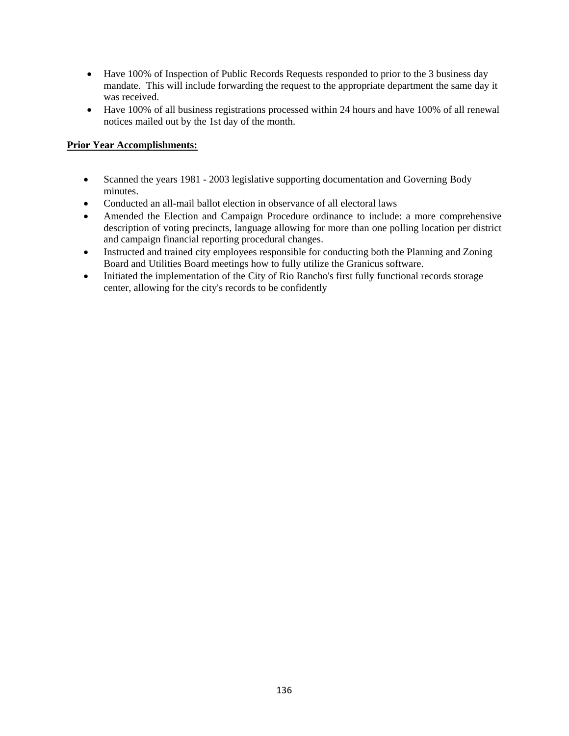- Have 100% of Inspection of Public Records Requests responded to prior to the 3 business day mandate. This will include forwarding the request to the appropriate department the same day it was received.
- Have 100% of all business registrations processed within 24 hours and have 100% of all renewal notices mailed out by the 1st day of the month.

**Prior Year Accomplishments:**

- Scanned the years 1981 - 2003 legislative supporting documentation and Governing Body minutes.
- Conducted an all-mail ballot election in observance of all electoral laws
- Amended the Election and Campaign Procedure ordinance to include: a more comprehensive description of voting precincts, language allowing for more than one polling location per district and campaign financial reporting procedural changes.
- Instructed and trained city employees responsible for conducting both the Planning and Zoning Board and Utilities Board meetings how to fully utilize the Granicus software.
- Initiated the implementation of the City of Rio Rancho's first fully functional records storage center, allowing for the city's records to be confidently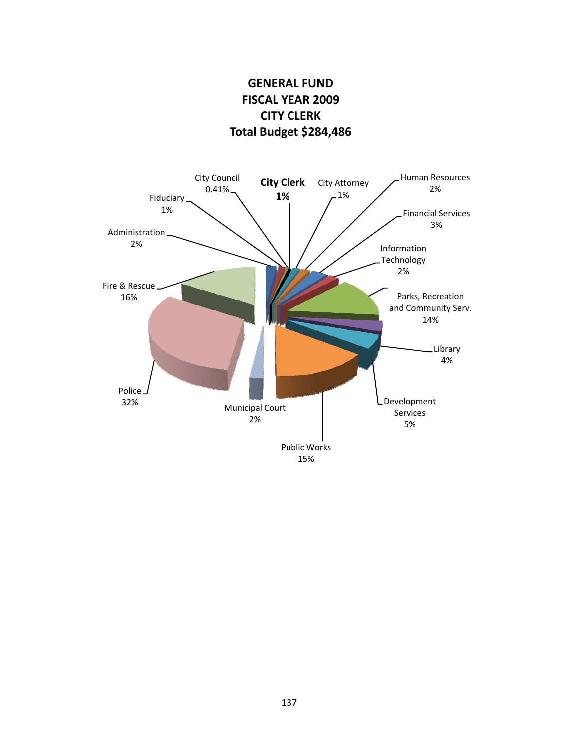# GENERAL FUND
# FISCAL YEAR 2009
# CITY CLERK
# Total Budget $284,486

City Council 0.41%

**City Clerk 1%**

City Attorney 1%

Human Resources 2%

Financial Services 3%

Information Technology 2%

Parks, Recreation and Community Serv. 14%

Library 4%

Development Services 5%

Public Works 15%

Municipal Court 2%

Police 32%

Fire & Rescue 16%

Administration 2%

Fiduciary 1%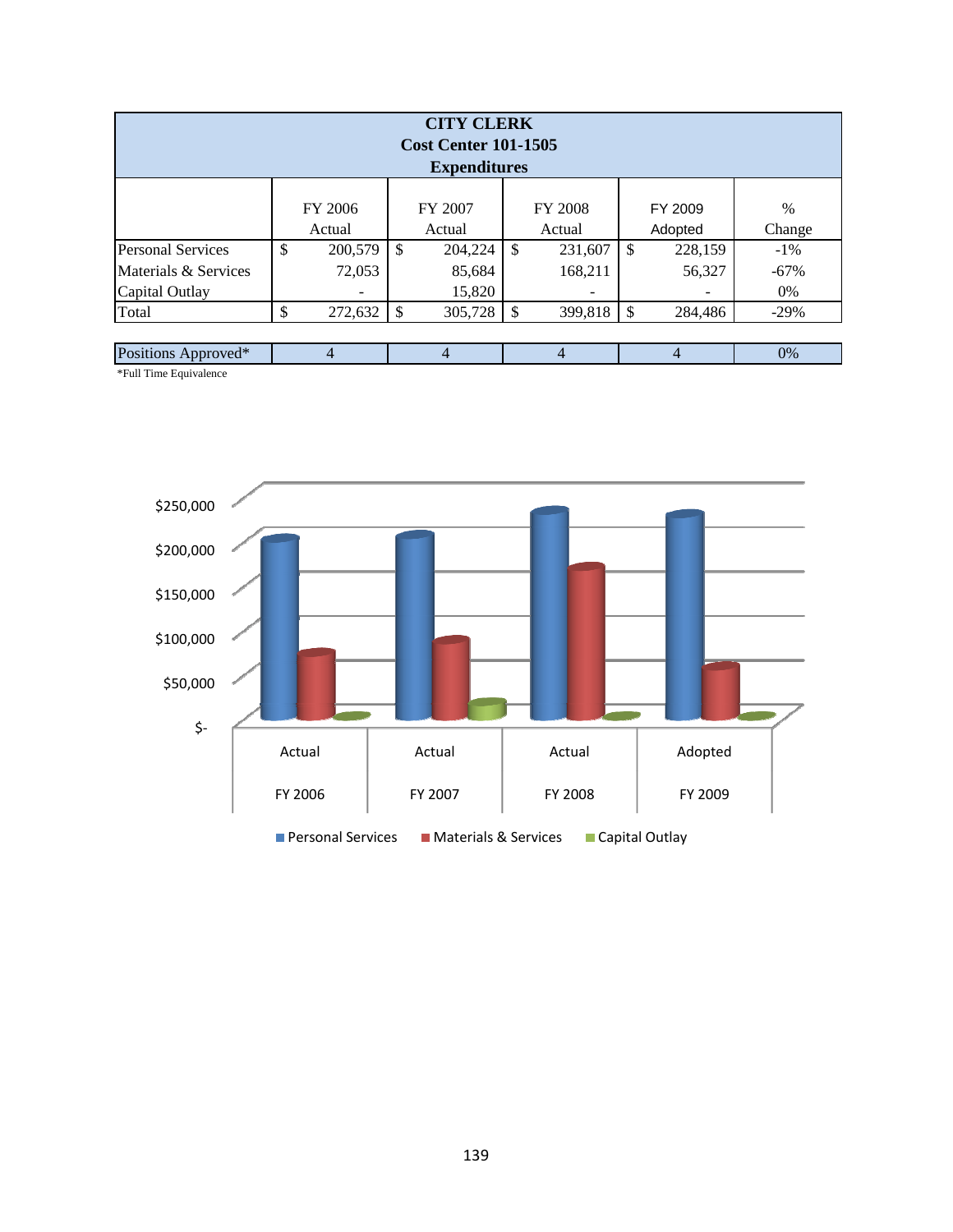**CITY CLERK**
**Cost Center 101-1505**
**Expenditures**

| | FY 2006 Actual | FY 2007 Actual | FY 2008 Actual | FY 2009 Adopted | % Change |
|---|---|---|---|---|---|
| Personal Services | $ 200,579 | $ 204,224 | $ 231,607 | $ 228,159 | -1% |
| Materials & Services | 72,053 | 85,684 | 168,211 | 56,327 | -67% |
| Capital Outlay | - | 15,820 | - | - | 0% |
| Total | $ 272,632 | $ 305,728 | $ 399,818 | $ 284,486 | -29% |
| | | | | | |
| Positions Approved* | 4 | 4 | 4 | 4 | 0% |

*Full Time Equivalence

| | Actual FY 2006 | Actual FY 2007 | Actual FY 2008 | Adopted FY 2009 |
|---|---|---|---|---|
| Personal Services | 200,579 | 204,224 | 231,607 | 228,159 |
| Materials & Services | 72,053 | 85,684 | 168,211 | 56,327 |
| Capital Outlay | - | 15,820 | - | - |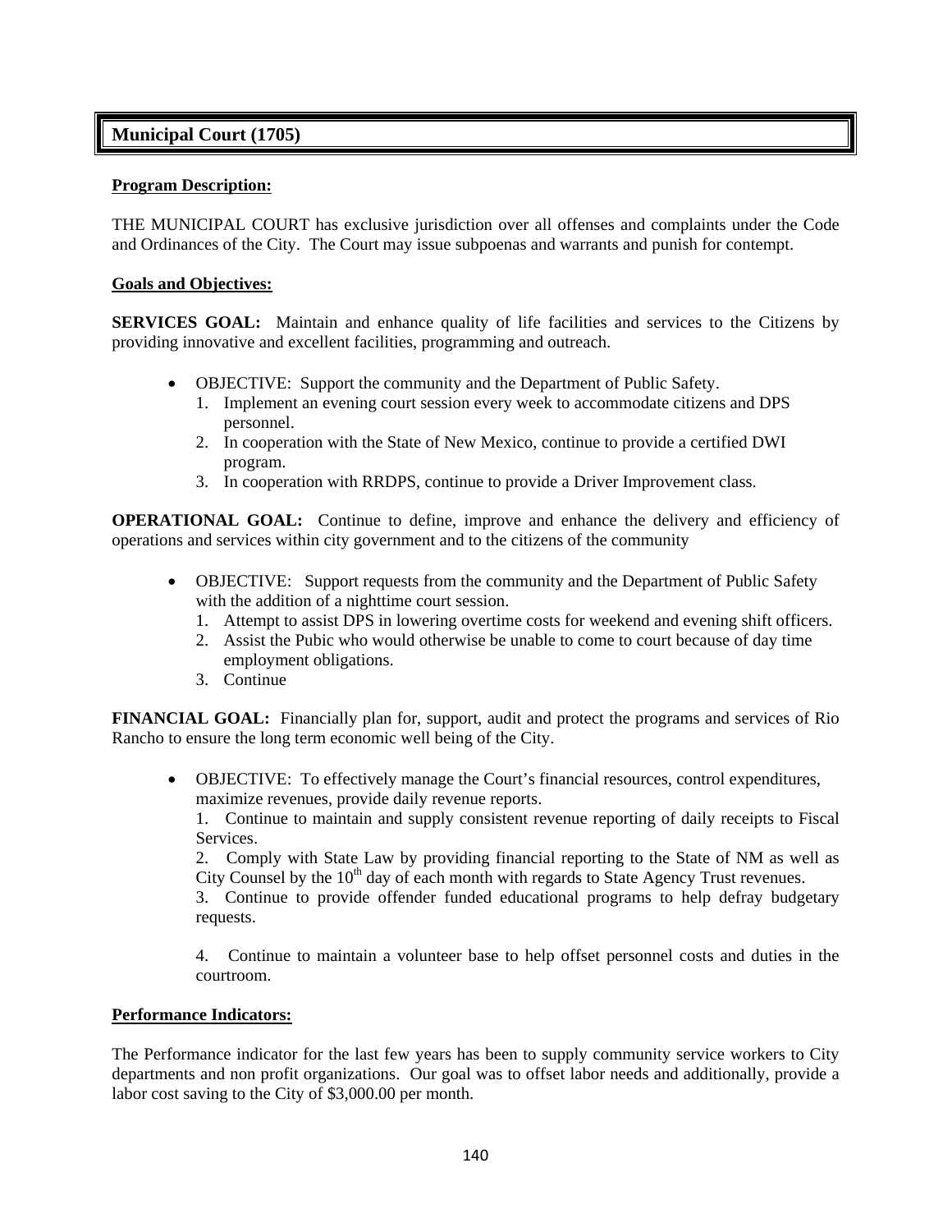## Municipal Court (1705)

**Program Description:**

THE MUNICIPAL COURT has exclusive jurisdiction over all offenses and complaints under the Code and Ordinances of the City. The Court may issue subpoenas and warrants and punish for contempt.

**Goals and Objectives:**

**SERVICES GOAL:** Maintain and enhance quality of life facilities and services to the Citizens by providing innovative and excellent facilities, programming and outreach.

- OBJECTIVE: Support the community and the Department of Public Safety.
  1. Implement an evening court session every week to accommodate citizens and DPS personnel.
  2. In cooperation with the State of New Mexico, continue to provide a certified DWI program.
  3. In cooperation with RRDPS, continue to provide a Driver Improvement class.

**OPERATIONAL GOAL:** Continue to define, improve and enhance the delivery and efficiency of operations and services within city government and to the citizens of the community

- OBJECTIVE: Support requests from the community and the Department of Public Safety with the addition of a nighttime court session.
  1. Attempt to assist DPS in lowering overtime costs for weekend and evening shift officers.
  2. Assist the Pubic who would otherwise be unable to come to court because of day time employment obligations.
  3. Continue

**FINANCIAL GOAL:** Financially plan for, support, audit and protect the programs and services of Rio Rancho to ensure the long term economic well being of the City.

- OBJECTIVE: To effectively manage the Court's financial resources, control expenditures, maximize revenues, provide daily revenue reports.

  1. Continue to maintain and supply consistent revenue reporting of daily receipts to Fiscal Services.

  2. Comply with State Law by providing financial reporting to the State of NM as well as City Counsel by the 10th day of each month with regards to State Agency Trust revenues.

  3. Continue to provide offender funded educational programs to help defray budgetary requests.

  4. Continue to maintain a volunteer base to help offset personnel costs and duties in the courtroom.

**Performance Indicators:**

The Performance indicator for the last few years has been to supply community service workers to City departments and non profit organizations. Our goal was to offset labor needs and additionally, provide a labor cost saving to the City of $3,000.00 per month.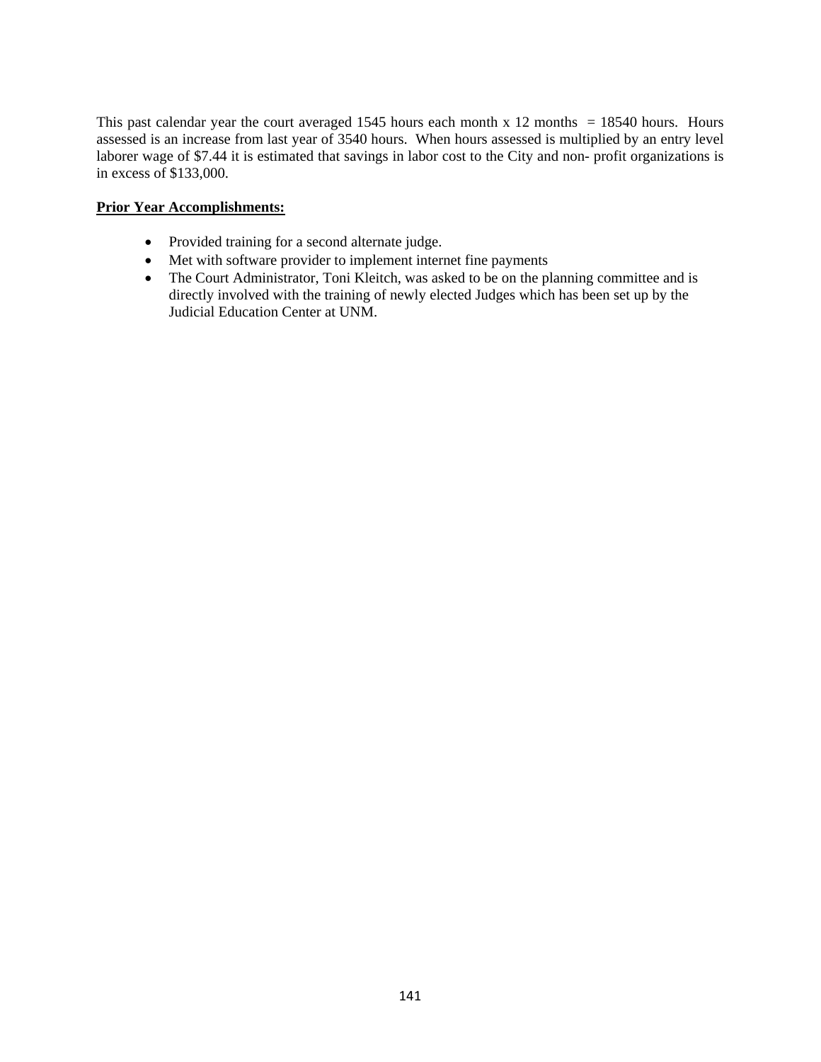This past calendar year the court averaged 1545 hours each month x 12 months = 18540 hours. Hours assessed is an increase from last year of 3540 hours. When hours assessed is multiplied by an entry level laborer wage of $7.44 it is estimated that savings in labor cost to the City and non- profit organizations is in excess of $133,000.

**Prior Year Accomplishments:**

- Provided training for a second alternate judge.
- Met with software provider to implement internet fine payments
- The Court Administrator, Toni Kleitch, was asked to be on the planning committee and is directly involved with the training of newly elected Judges which has been set up by the Judicial Education Center at UNM.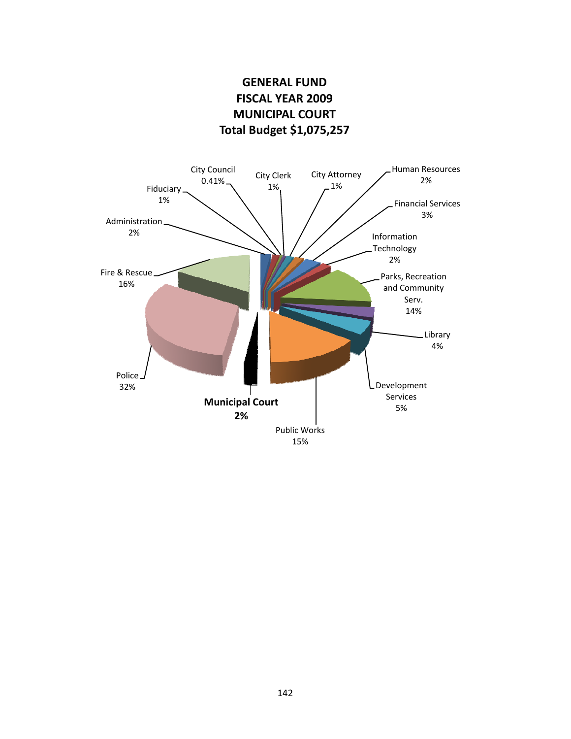# GENERAL FUND
# FISCAL YEAR 2009
# MUNICIPAL COURT
# Total Budget $1,075,257

City Council 0.41%

City Clerk 1%

City Attorney 1%

Human Resources 2%

Fiduciary 1%

Financial Services 3%

Administration 2%

Information Technology 2%

Fire & Rescue 16%

Parks, Recreation and Community Serv. 14%

Library 4%

Police 32%

Development Services 5%

**Municipal Court 2%**

Public Works 15%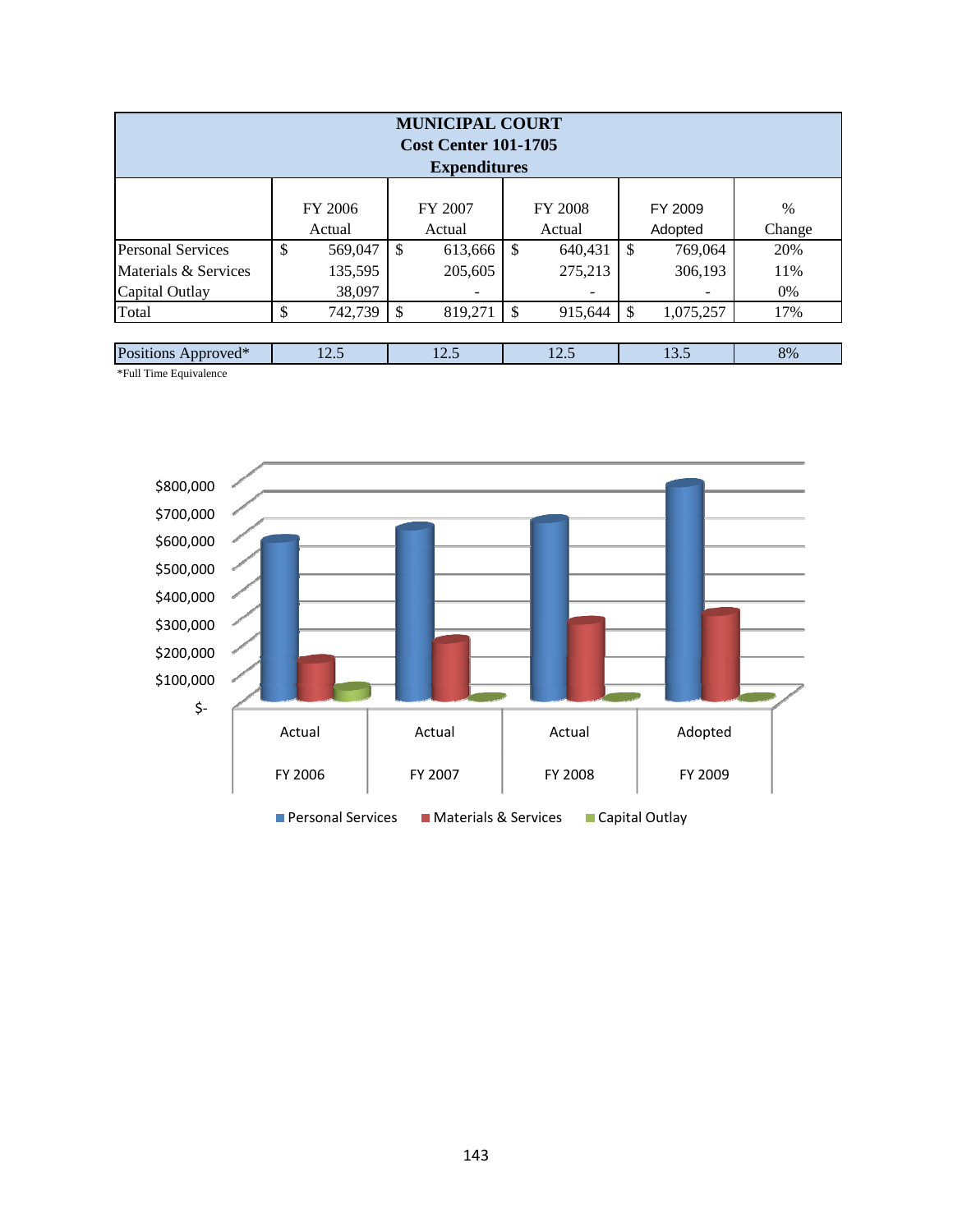| MUNICIPAL COURT<br>Cost Center 101-1705<br>Expenditures | | | | | |
|---|---|---|---|---|---|
| | FY 2006 Actual | FY 2007 Actual | FY 2008 Actual | FY 2009 Adopted | % Change |
| Personal Services | $ 569,047 | $ 613,666 | $ 640,431 | $ 769,064 | 20% |
| Materials & Services | 135,595 | 205,605 | 275,213 | 306,193 | 11% |
| Capital Outlay | 38,097 | - | - | - | 0% |
| Total | $ 742,739 | $ 819,271 | $ 915,644 | $ 1,075,257 | 17% |

| Positions Approved* | 12.5 | 12.5 | 12.5 | 13.5 | 8% |
|---|---|---|---|---|---|

*Full Time Equivalence